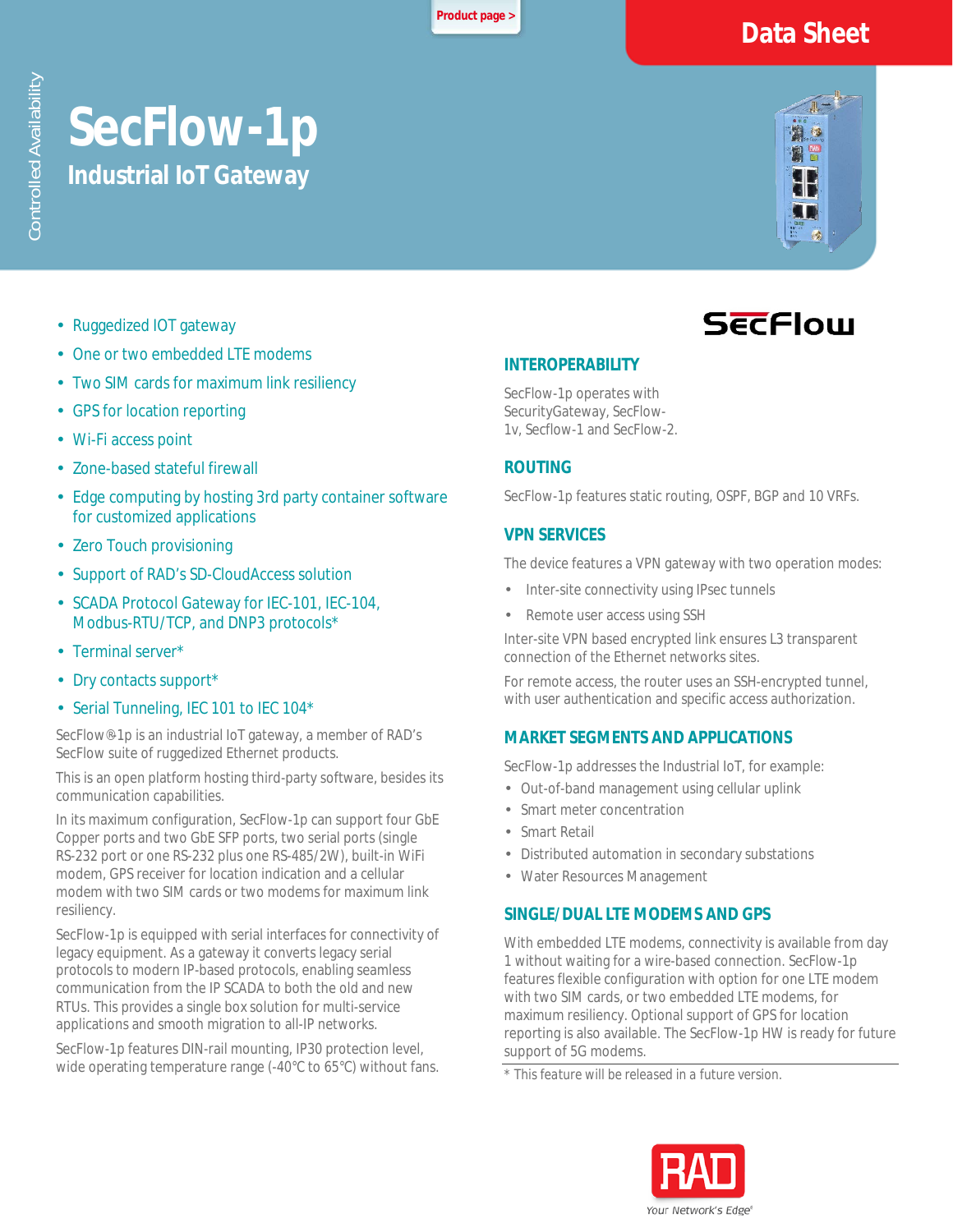Product page >

Data Sheet

Controlled Availability

# SecFlow-1p

## Industrial IoT Gateway

- Ruggedized IOT gateway
- One or two embedded LTE modems
- Two SIM cards for maximum link resiliency
- GPS for location reporting
- Wi-Fi access point
- Zone-based stateful firewall
- Edge computing by hosting 3rd party container software for customized applications
- Zero Touch provisioning
- Support of RAD's SD-CloudAccess solution
- SCADA Protocol Gateway for IEC-101, IEC-104, Modbus-RTU/TCP, and DNP3 protocols*
- Terminal server*
- Dry contacts support*
- Serial Tunneling, IEC 101 to IEC 104*

SecFlow®-1p is an industrial IoT gateway, a member of RAD's SecFlow suite of ruggedized Ethernet products.

This is an open platform hosting third-party software, besides its communication capabilities.

In its maximum configuration, SecFlow-1p can support four GbE Copper ports and two GbE SFP ports, two serial ports (single RS-232 port or one RS-232 plus one RS-485/2W), built-in WiFi modem, GPS receiver for location indication and a cellular modem with two SIM cards or two modems for maximum link resiliency.

SecFlow-1p is equipped with serial interfaces for connectivity of legacy equipment. As a gateway it converts legacy serial protocols to modern IP-based protocols, enabling seamless communication from the IP SCADA to both the old and new RTUs. This provides a single box solution for multi-service applications and smooth migration to all-IP networks.

SecFlow-1p features DIN-rail mounting, IP30 protection level, wide operating temperature range (-40°C to 65°C) without fans.

SecFlow

### INTEROPERABILITY

SecFlow-1p operates with SecurityGateway, SecFlow-1v, Secflow-1 and SecFlow-2.

### ROUTING

SecFlow-1p features static routing, OSPF, BGP and 10 VRFs.

### VPN SERVICES

The device features a VPN gateway with two operation modes:

- Inter-site connectivity using IPsec tunnels
- Remote user access using SSH

Inter-site VPN based encrypted link ensures L3 transparent connection of the Ethernet networks sites.

For remote access, the router uses an SSH-encrypted tunnel, with user authentication and specific access authorization.

### MARKET SEGMENTS AND APPLICATIONS

SecFlow-1p addresses the Industrial IoT, for example:

- Out-of-band management using cellular uplink
- Smart meter concentration
- Smart Retail
- Distributed automation in secondary substations
- Water Resources Management

### SINGLE/DUAL LTE MODEMS AND GPS

With embedded LTE modems, connectivity is available from day 1 without waiting for a wire-based connection. SecFlow-1p features flexible configuration with option for one LTE modem with two SIM cards, or two embedded LTE modems, for maximum resiliency. Optional support of GPS for location reporting is also available. The SecFlow-1p HW is ready for future support of 5G modems.

\* This feature will be released in a future version.

RAD

Your Network's Edge®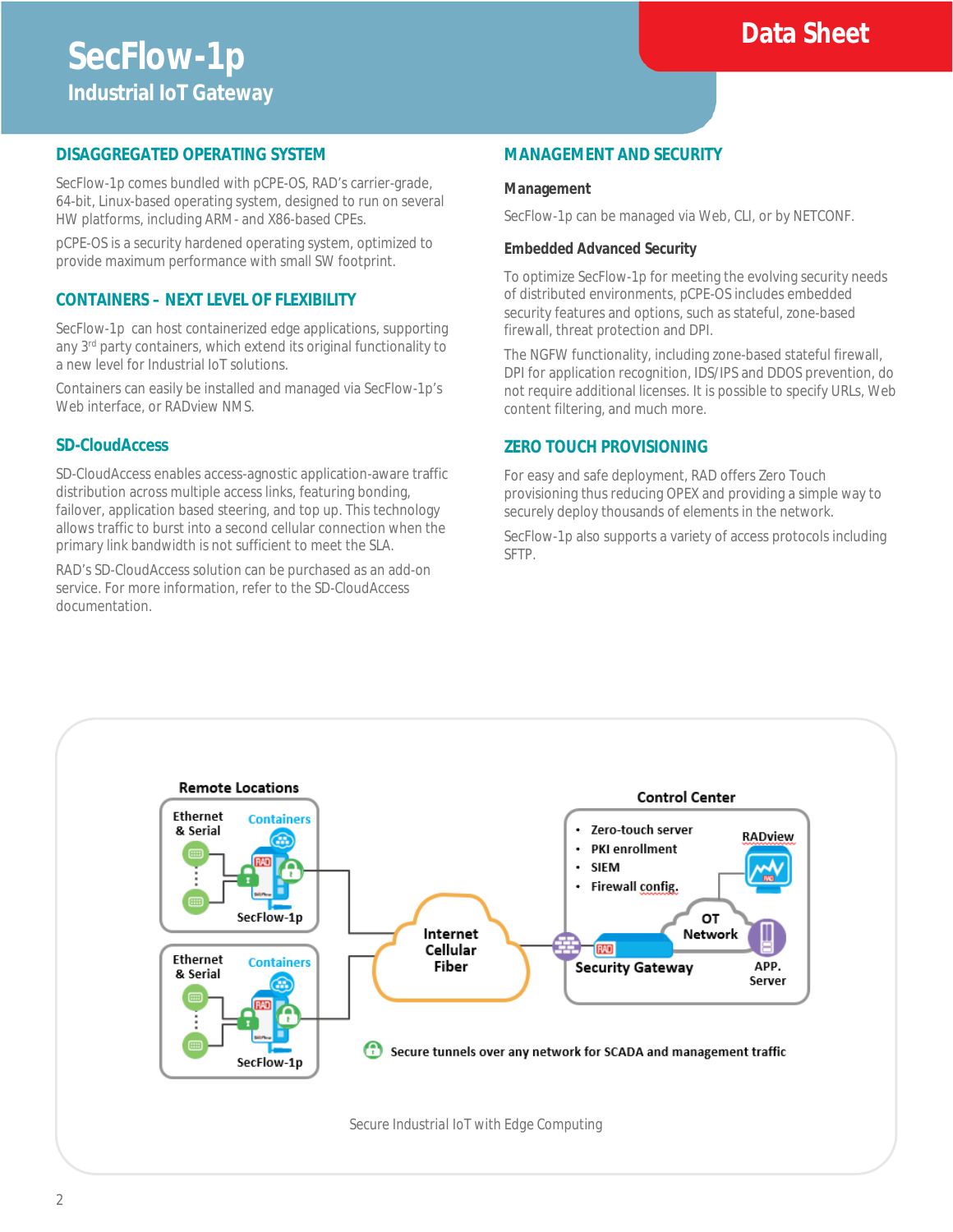# SecFlow-1p

## Industrial IoT Gateway

Data Sheet

## DISAGGREGATED OPERATING SYSTEM

SecFlow-1p comes bundled with pCPE-OS, RAD's carrier-grade, 64-bit, Linux-based operating system, designed to run on several HW platforms, including ARM- and X86-based CPEs.

pCPE-OS is a security hardened operating system, optimized to provide maximum performance with small SW footprint.

## CONTAINERS – NEXT LEVEL OF FLEXIBILITY

SecFlow-1p can host containerized edge applications, supporting any 3rd party containers, which extend its original functionality to a new level for Industrial IoT solutions.

Containers can easily be installed and managed via SecFlow-1p's Web interface, or RADview NMS.

## SD-CloudAccess

SD-CloudAccess enables access-agnostic application-aware traffic distribution across multiple access links, featuring bonding, failover, application based steering, and top up. This technology allows traffic to burst into a second cellular connection when the primary link bandwidth is not sufficient to meet the SLA.

RAD's SD-CloudAccess solution can be purchased as an add-on service. For more information, refer to the SD-CloudAccess documentation.

## MANAGEMENT AND SECURITY

### Management

SecFlow-1p can be managed via Web, CLI, or by NETCONF.

### Embedded Advanced Security

To optimize SecFlow-1p for meeting the evolving security needs of distributed environments, pCPE-OS includes embedded security features and options, such as stateful, zone-based firewall, threat protection and DPI.

The NGFW functionality, including zone-based stateful firewall, DPI for application recognition, IDS/IPS and DDOS prevention, do not require additional licenses. It is possible to specify URLs, Web content filtering, and much more.

## ZERO TOUCH PROVISIONING

For easy and safe deployment, RAD offers Zero Touch provisioning thus reducing OPEX and providing a simple way to securely deploy thousands of elements in the network.

SecFlow-1p also supports a variety of access protocols including SFTP.

Remote Locations — Ethernet & Serial, Containers, SecFlow-1p

Internet / Cellular / Fiber

Control Center — Zero-touch server, PKI enrollment, SIEM, Firewall config.; RADview; OT Network; Security Gateway; APP. Server

Secure tunnels over any network for SCADA and management traffic

Secure Industrial IoT with Edge Computing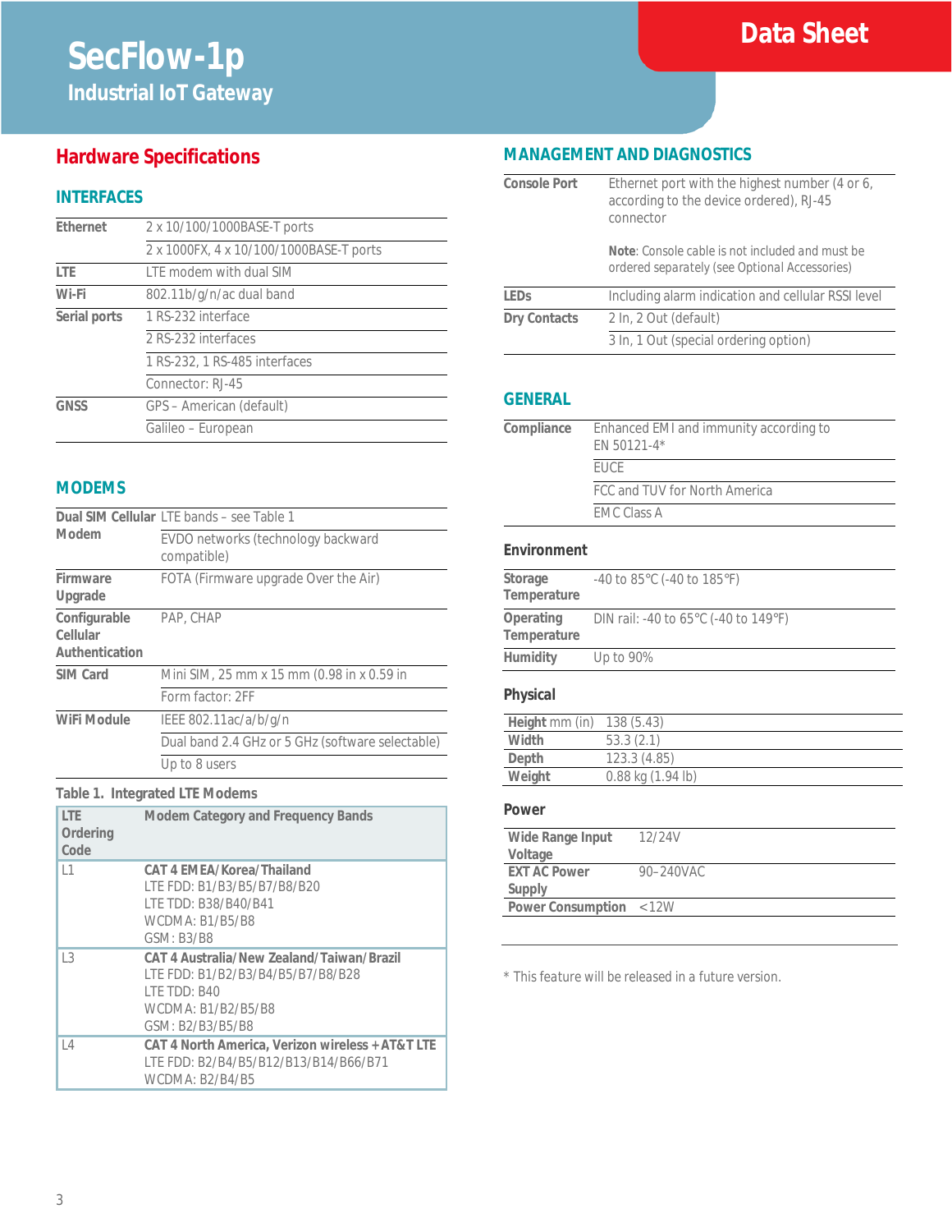# SecFlow-1p

## Industrial IoT Gateway

Data Sheet

## Hardware Specifications

### INTERFACES

| | |
|---|---|
| **Ethernet** | 2 x 10/100/1000BASE-T ports |
| | 2 x 1000FX, 4 x 10/100/1000BASE-T ports |
| **LTE** | LTE modem with dual SIM |
| **Wi-Fi** | 802.11b/g/n/ac dual band |
| **Serial ports** | 1 RS-232 interface |
| | 2 RS-232 interfaces |
| | 1 RS-232, 1 RS-485 interfaces |
| | Connector: RJ-45 |
| **GNSS** | GPS – American (default) |
| | Galileo – European |

### MODEMS

| | |
|---|---|
| **Dual SIM Cellular Modem** | LTE bands – see Table 1 |
| | EVDO networks (technology backward compatible) |
| **Firmware Upgrade** | FOTA (Firmware upgrade Over the Air) |
| **Configurable Cellular Authentication** | PAP, CHAP |
| **SIM Card** | Mini SIM, 25 mm x 15 mm (0.98 in x 0.59 in |
| | Form factor: 2FF |
| **WiFi Module** | IEEE 802.11ac/a/b/g/n |
| | Dual band 2.4 GHz or 5 GHz (software selectable) |
| | Up to 8 users |

Table 1. Integrated LTE Modems

| LTE Ordering Code | Modem Category and Frequency Bands |
|---|---|
| L1 | **CAT 4 EMEA/Korea/Thailand**<br>LTE FDD: B1/B3/B5/B7/B8/B20<br>LTE TDD: B38/B40/B41<br>WCDMA: B1/B5/B8<br>GSM: B3/B8 |
| L3 | **CAT 4 Australia/New Zealand/Taiwan/Brazil**<br>LTE FDD: B1/B2/B3/B4/B5/B7/B8/B28<br>LTE TDD: B40<br>WCDMA: B1/B2/B5/B8<br>GSM: B2/B3/B5/B8 |
| L4 | **CAT 4 North America, Verizon wireless + AT&T LTE**<br>LTE FDD: B2/B4/B5/B12/B13/B14/B66/B71<br>WCDMA: B2/B4/B5 |

### MANAGEMENT AND DIAGNOSTICS

| | |
|---|---|
| **Console Port** | Ethernet port with the highest number (4 or 6, according to the device ordered), RJ-45 connector<br><br>**Note**: Console cable is not included and must be ordered separately (see Optional Accessories) |
| **LEDs** | Including alarm indication and cellular RSSI level |
| **Dry Contacts** | 2 In, 2 Out (default) |
| | 3 In, 1 Out (special ordering option) |

### GENERAL

| | |
|---|---|
| **Compliance** | Enhanced EMI and immunity according to EN 50121-4* |
| | EUCE |
| | FCC and TUV for North America |
| | EMC Class A |

#### Environment

| | |
|---|---|
| **Storage Temperature** | -40 to 85°C (-40 to 185°F) |
| **Operating Temperature** | DIN rail: -40 to 65°C (-40 to 149°F) |
| **Humidity** | Up to 90% |

#### Physical

| | |
|---|---|
| **Height** mm (in) | 138 (5.43) |
| **Width** | 53.3 (2.1) |
| **Depth** | 123.3 (4.85) |
| **Weight** | 0.88 kg (1.94 lb) |

#### Power

| | |
|---|---|
| **Wide Range Input Voltage** | 12/24V |
| **EXT AC Power Supply** | 90–240VAC |
| **Power Consumption** | <12W |

* This feature will be released in a future version.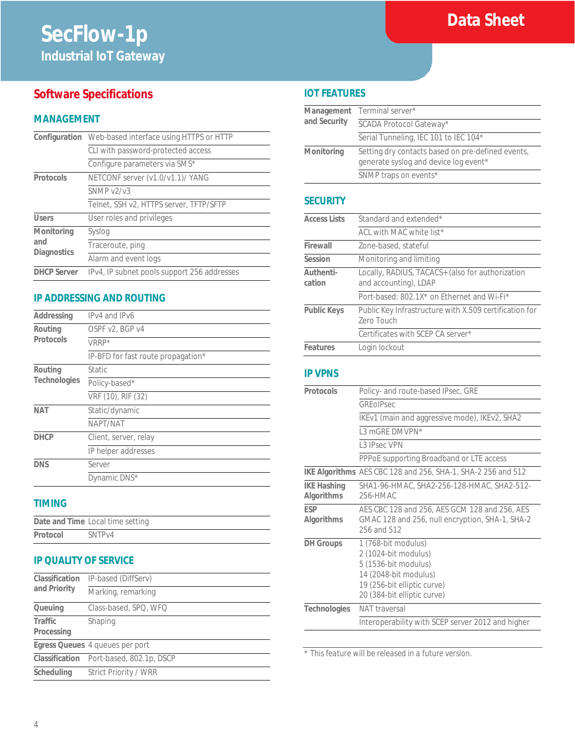# SecFlow-1p

## Industrial IoT Gateway

## Software Specifications

### MANAGEMENT

| | |
|---|---|
| **Configuration** | Web-based interface using HTTPS or HTTP |
| | CLI with password-protected access |
| | Configure parameters via SMS* |
| **Protocols** | NETCONF server (v1.0/v1.1)/ YANG |
| | SNMP v2/v3 |
| | Telnet, SSH v2, HTTPS server, TFTP/SFTP |
| **Users** | User roles and privileges |
| **Monitoring and Diagnostics** | Syslog |
| | Traceroute, ping |
| | Alarm and event logs |
| **DHCP Server** | IPv4, IP subnet pools support 256 addresses |

### IP ADDRESSING AND ROUTING

| | |
|---|---|
| **Addressing** | IPv4 and IPv6 |
| **Routing Protocols** | OSPF v2, BGP v4 |
| | VRRP* |
| | IP-BFD for fast route propagation* |
| **Routing Technologies** | Static |
| | Policy-based* |
| | VRF (10), RIF (32) |
| **NAT** | Static/dynamic |
| | NAPT/NAT |
| **DHCP** | Client, server, relay |
| | IP helper addresses |
| **DNS** | Server |
| | Dynamic DNS* |

### TIMING

| | |
|---|---|
| **Date and Time** | Local time setting |
| **Protocol** | SNTPv4 |

### IP QUALITY OF SERVICE

| | |
|---|---|
| **Classification and Priority** | IP-based (DiffServ) |
| | Marking, remarking |
| **Queuing** | Class-based, SPQ, WFQ |
| **Traffic Processing** | Shaping |
| **Egress Queues** | 4 queues per port |
| **Classification** | Port-based, 802.1p, DSCP |
| **Scheduling** | Strict Priority / WRR |

### IOT FEATURES

| | |
|---|---|
| **Management and Security** | Terminal server* |
| | SCADA Protocol Gateway* |
| | Serial Tunneling, IEC 101 to IEC 104* |
| **Monitoring** | Setting dry contacts based on pre-defined events, generate syslog and device log event* |
| | SNMP traps on events* |

### SECURITY

| | |
|---|---|
| **Access Lists** | Standard and extended* |
| | ACL with MAC white list* |
| **Firewall** | Zone-based, stateful |
| **Session** | Monitoring and limiting |
| **Authentication** | Locally, RADIUS, TACACS+ (also for authorization and accounting), LDAP |
| | Port-based: 802.1X* on Ethernet and Wi-Fi* |
| **Public Keys** | Public Key Infrastructure with X.509 certification for Zero Touch |
| | Certificates with SCEP CA server* |
| **Features** | Login lockout |

### IP VPNS

| | |
|---|---|
| **Protocols** | Policy- and route-based IPsec, GRE |
| | GREoIPsec |
| | IKEv1 (main and aggressive mode), IKEv2, SHA2 |
| | L3 mGRE DMVPN* |
| | L3 IPsec VPN |
| | PPPoE supporting Broadband or LTE access |
| **IKE Algorithms** | AES CBC 128 and 256, SHA-1, SHA-2 256 and 512 |
| **IKE Hashing Algorithms** | SHA1-96-HMAC, SHA2-256-128-HMAC, SHA2-512-256-HMAC |
| **ESP Algorithms** | AES CBC 128 and 256, AES GCM 128 and 256, AES GMAC 128 and 256, null encryption, SHA-1, SHA-2 256 and 512 |
| **DH Groups** | 1 (768-bit modulus)<br>2 (1024-bit modulus)<br>5 (1536-bit modulus)<br>14 (2048-bit modulus)<br>19 (256-bit elliptic curve)<br>20 (384-bit elliptic curve) |
| **Technologies** | NAT traversal |
| | Interoperability with SCEP server 2012 and higher |

\* This feature will be released in a future version.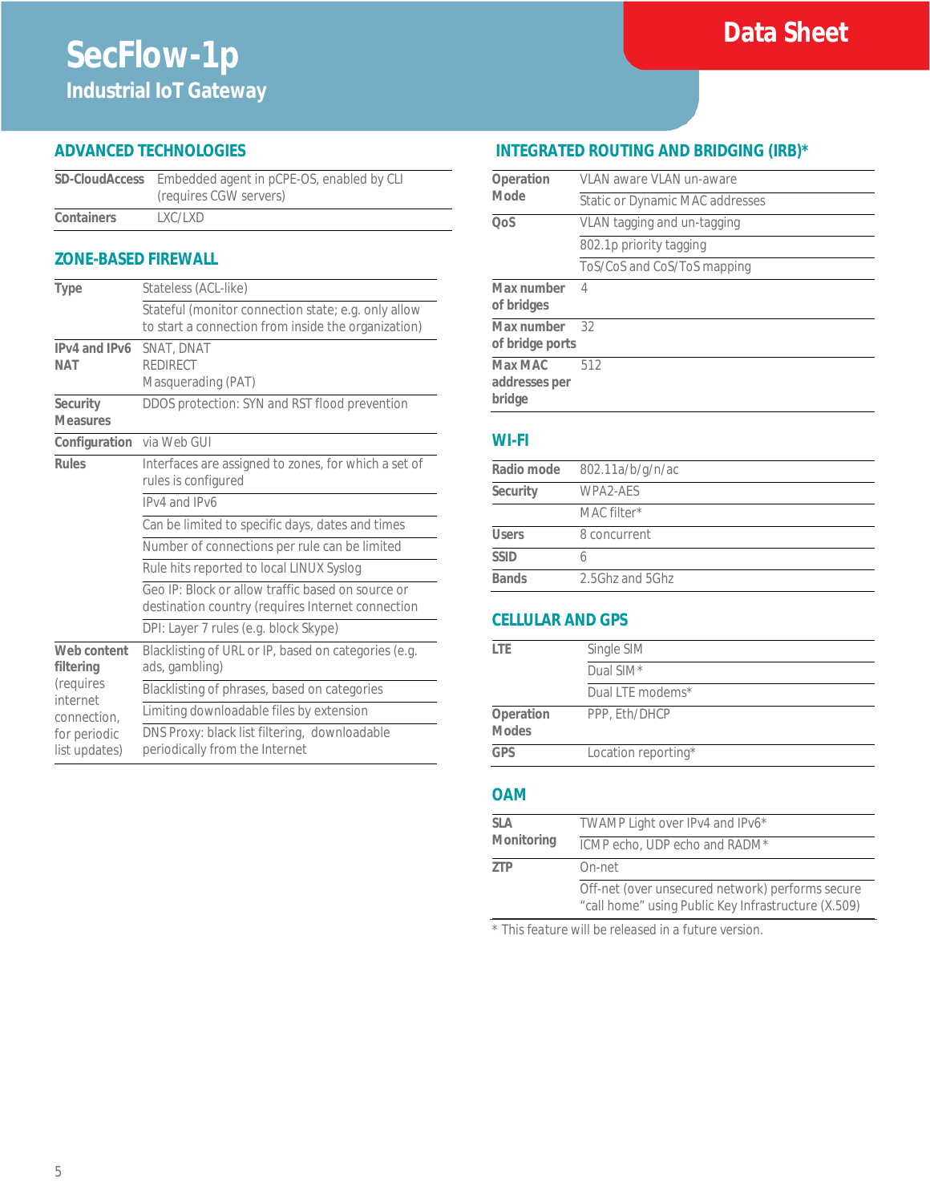# SecFlow-1p

## Industrial IoT Gateway

Data Sheet

## ADVANCED TECHNOLOGIES

| | |
|---|---|
| **SD-CloudAccess** | Embedded agent in pCPE-OS, enabled by CLI (requires CGW servers) |
| **Containers** | LXC/LXD |

## ZONE-BASED FIREWALL

| | |
|---|---|
| **Type** | Stateless (ACL-like) |
| | Stateful (monitor connection state; e.g. only allow to start a connection from inside the organization) |
| **IPv4 and IPv6 NAT** | SNAT, DNAT<br>REDIRECT<br>Masquerading (PAT) |
| **Security Measures** | DDOS protection: SYN and RST flood prevention |
| **Configuration** | via Web GUI |
| **Rules** | Interfaces are assigned to zones, for which a set of rules is configured |
| | IPv4 and IPv6 |
| | Can be limited to specific days, dates and times |
| | Number of connections per rule can be limited |
| | Rule hits reported to local LINUX Syslog |
| | Geo IP: Block or allow traffic based on source or destination country (requires Internet connection |
| | DPI: Layer 7 rules (e.g. block Skype) |
| **Web content filtering** (requires internet connection, for periodic list updates) | Blacklisting of URL or IP, based on categories (e.g. ads, gambling) |
| | Blacklisting of phrases, based on categories |
| | Limiting downloadable files by extension |
| | DNS Proxy: black list filtering, downloadable periodically from the Internet |

## INTEGRATED ROUTING AND BRIDGING (IRB)*

| | |
|---|---|
| **Operation Mode** | VLAN aware VLAN un-aware |
| | Static or Dynamic MAC addresses |
| **QoS** | VLAN tagging and un-tagging |
| | 802.1p priority tagging |
| | ToS/CoS and CoS/ToS mapping |
| **Max number of bridges** | 4 |
| **Max number of bridge ports** | 32 |
| **Max MAC addresses per bridge** | 512 |

## WI-FI

| | |
|---|---|
| **Radio mode** | 802.11a/b/g/n/ac |
| **Security** | WPA2-AES |
| | MAC filter* |
| **Users** | 8 concurrent |
| **SSID** | 6 |
| **Bands** | 2.5Ghz and 5Ghz |

## CELLULAR AND GPS

| | |
|---|---|
| **LTE** | Single SIM |
| | Dual SIM * |
| | Dual LTE modems* |
| **Operation Modes** | PPP, Eth/DHCP |
| **GPS** | Location reporting* |

## OAM

| | |
|---|---|
| **SLA Monitoring** | TWAMP Light over IPv4 and IPv6* |
| | ICMP echo, UDP echo and RADM * |
| **ZTP** | On-net |
| | Off-net (over unsecured network) performs secure "call home" using Public Key Infrastructure (X.509) |

\* This feature will be released in a future version.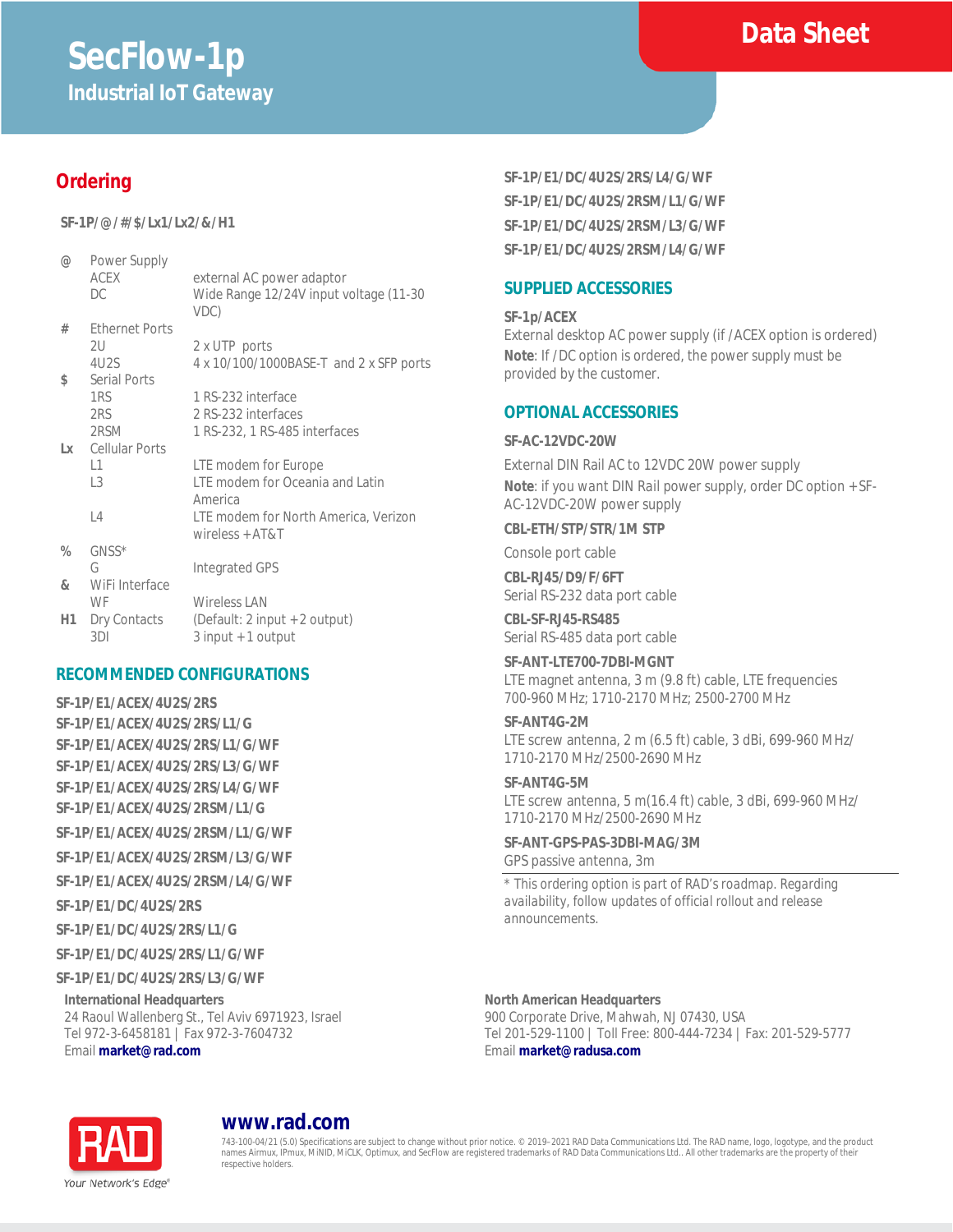# SecFlow-1p

## Industrial IoT Gateway

Data Sheet

## Ordering

**SF-1P/@/#/$/Lx1/Lx2/&/H1**

| | | |
|---|---|---|
| @ | Power Supply | |
| | ACEX | external AC power adaptor |
| | DC | Wide Range 12/24V input voltage (11-30 VDC) |
| # | Ethernet Ports | |
| | 2U | 2 x UTP ports |
| | 4U2S | 4 x 10/100/1000BASE-T and 2 x SFP ports |
| $ | Serial Ports | |
| | 1RS | 1 RS-232 interface |
| | 2RS | 2 RS-232 interfaces |
| | 2RSM | 1 RS-232, 1 RS-485 interfaces |
| Lx | Cellular Ports | |
| | L1 | LTE modem for Europe |
| | L3 | LTE modem for Oceania and Latin America |
| | L4 | LTE modem for North America, Verizon wireless +AT&T |
| % | GNSS* | |
| | G | Integrated GPS |
| & | WiFi Interface | |
| | WF | Wireless LAN |
| H1 | Dry Contacts | (Default: 2 input + 2 output) |
| | 3DI | 3 input + 1 output |

### RECOMMENDED CONFIGURATIONS

**SF-1P/E1/ACEX/4U2S/2RS**
**SF-1P/E1/ACEX/4U2S/2RS/L1/G**
**SF-1P/E1/ACEX/4U2S/2RS/L1/G/WF**
**SF-1P/E1/ACEX/4U2S/2RS/L3/G/WF**
**SF-1P/E1/ACEX/4U2S/2RS/L4/G/WF**
**SF-1P/E1/ACEX/4U2S/2RSM/L1/G**
**SF-1P/E1/ACEX/4U2S/2RSM/L1/G/WF**
**SF-1P/E1/ACEX/4U2S/2RSM/L3/G/WF**
**SF-1P/E1/ACEX/4U2S/2RSM/L4/G/WF**
**SF-1P/E1/DC/4U2S/2RS**
**SF-1P/E1/DC/4U2S/2RS/L1/G**
**SF-1P/E1/DC/4U2S/2RS/L1/G/WF**
**SF-1P/E1/DC/4U2S/2RS/L3/G/WF**
**SF-1P/E1/DC/4U2S/2RS/L4/G/WF**
**SF-1P/E1/DC/4U2S/2RSM/L1/G/WF**
**SF-1P/E1/DC/4U2S/2RSM/L3/G/WF**
**SF-1P/E1/DC/4U2S/2RSM/L4/G/WF**

### SUPPLIED ACCESSORIES

**SF-1p/ACEX**
External desktop AC power supply (if /ACEX option is ordered)
**Note**: If /DC option is ordered, the power supply must be provided by the customer.

### OPTIONAL ACCESSORIES

**SF-AC-12VDC-20W**
External DIN Rail AC to 12VDC 20W power supply
**Note**: if you want DIN Rail power supply, order DC option +SF-AC-12VDC-20W power supply

**CBL-ETH/STP/STR/1M STP**
Console port cable

**CBL-RJ45/D9/F/6FT**
Serial RS-232 data port cable

**CBL-SF-RJ45-RS485**
Serial RS-485 data port cable

**SF-ANT-LTE700-7DBI-MGNT**
LTE magnet antenna, 3 m (9.8 ft) cable, LTE frequencies 700-960 MHz; 1710-2170 MHz; 2500-2700 MHz

**SF-ANT4G-2M**
LTE screw antenna, 2 m (6.5 ft) cable, 3 dBi, 699-960 MHz/ 1710-2170 MHz/2500-2690 MHz

**SF-ANT4G-5M**
LTE screw antenna, 5 m(16.4 ft) cable, 3 dBi, 699-960 MHz/ 1710-2170 MHz/2500-2690 MHz

**SF-ANT-GPS-PAS-3DBI-MAG/3M**
GPS passive antenna, 3m

* This ordering option is part of RAD's roadmap. Regarding availability, follow updates of official rollout and release announcements.

**International Headquarters**
24 Raoul Wallenberg St., Tel Aviv 6971923, Israel
Tel 972-3-6458181 | Fax 972-3-7604732
Email **market@rad.com**

**North American Headquarters**
900 Corporate Drive, Mahwah, NJ 07430, USA
Tel 201-529-1100 | Toll Free: 800-444-7234 | Fax: 201-529-5777
Email **market@radusa.com**

RAD
Your Network's Edge®

**www.rad.com**

743-100-04/21 (5.0) Specifications are subject to change without prior notice. © 2019–2021 RAD Data Communications Ltd. The RAD name, logo, logotype, and the product names Airmux, IPmux, MiNID, MiCLK, Optimux, and SecFlow are registered trademarks of RAD Data Communications Ltd.. All other trademarks are the property of their respective holders.